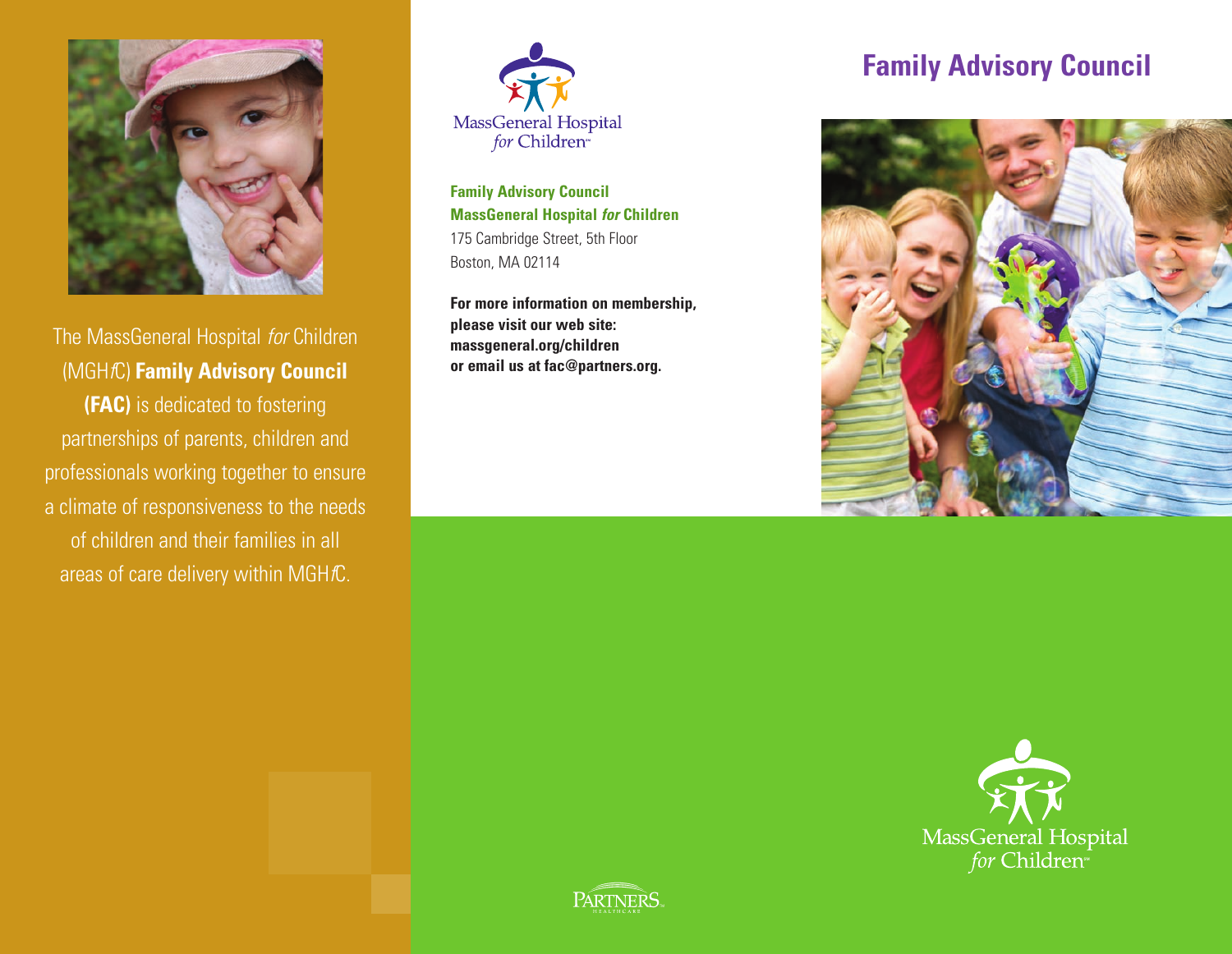The MassGeneral Hospital *for* Children (MGH*f*C) **Family Advisory Council (FAC)** is dedicated to fostering partnerships of parents, children and professionals working together to ensure a climate of responsiveness to the needs of children and their families in all areas of care delivery within MGH*f*C.

MassGeneral Hospital *for* Children

**Family Advisory Council**
**MassGeneral Hospital *for* Children**
175 Cambridge Street, 5th Floor
Boston, MA 02114

**For more information on membership, please visit our web site: massgeneral.org/children or email us at fac@partners.org.**

PARTNERS HEALTHCARE

# Family Advisory Council

MassGeneral Hospital *for* Children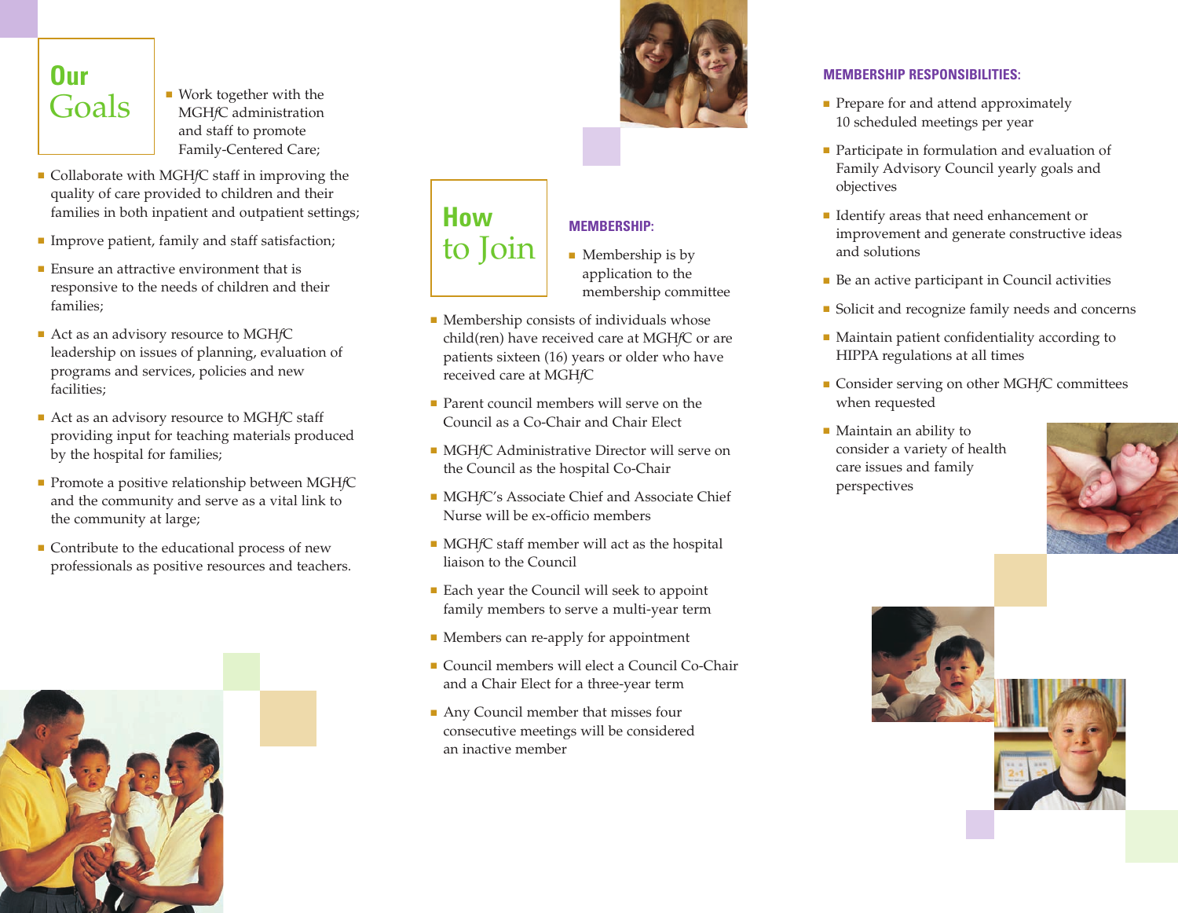## Our Goals

- Work together with the MGH*f*C administration and staff to promote Family-Centered Care;
- Collaborate with MGH*f*C staff in improving the quality of care provided to children and their families in both inpatient and outpatient settings;
- Improve patient, family and staff satisfaction;
- Ensure an attractive environment that is responsive to the needs of children and their families;
- Act as an advisory resource to MGH*f*C leadership on issues of planning, evaluation of programs and services, policies and new facilities;
- Act as an advisory resource to MGH*f*C staff providing input for teaching materials produced by the hospital for families;
- Promote a positive relationship between MGH*f*C and the community and serve as a vital link to the community at large;
- Contribute to the educational process of new professionals as positive resources and teachers.

## How to Join

### MEMBERSHIP:

- Membership is by application to the membership committee
- Membership consists of individuals whose child(ren) have received care at MGH*f*C or are patients sixteen (16) years or older who have received care at MGH*f*C
- Parent council members will serve on the Council as a Co-Chair and Chair Elect
- MGH*f*C Administrative Director will serve on the Council as the hospital Co-Chair
- MGH*f*C's Associate Chief and Associate Chief Nurse will be ex-officio members
- MGH*f*C staff member will act as the hospital liaison to the Council
- Each year the Council will seek to appoint family members to serve a multi-year term
- Members can re-apply for appointment
- Council members will elect a Council Co-Chair and a Chair Elect for a three-year term
- Any Council member that misses four consecutive meetings will be considered an inactive member

### MEMBERSHIP RESPONSIBILITIES:

- Prepare for and attend approximately 10 scheduled meetings per year
- Participate in formulation and evaluation of Family Advisory Council yearly goals and objectives
- Identify areas that need enhancement or improvement and generate constructive ideas and solutions
- Be an active participant in Council activities
- Solicit and recognize family needs and concerns
- Maintain patient confidentiality according to HIPPA regulations at all times
- Consider serving on other MGH*f*C committees when requested
- Maintain an ability to consider a variety of health care issues and family perspectives